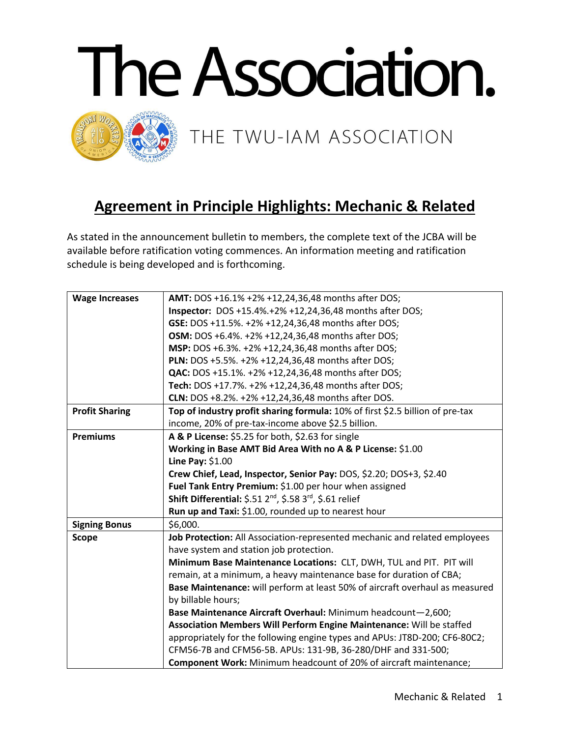# The Association.

THE TWU-IAM ASSOCIATION

## Agreement in Principle Highlights: Mechanic & Related

As stated in the announcement bulletin to members, the complete text of the JCBA will be available before ratification voting commences. An information meeting and ratification schedule is being developed and is forthcoming.

| | |
|---|---|
| **Wage Increases** | **AMT:** DOS +16.1% +2% +12,24,36,48 months after DOS;<br>**Inspector:** DOS +15.4%.+2% +12,24,36,48 months after DOS;<br>**GSE:** DOS +11.5%. +2% +12,24,36,48 months after DOS;<br>**OSM:** DOS +6.4%. +2% +12,24,36,48 months after DOS;<br>**MSP:** DOS +6.3%. +2% +12,24,36,48 months after DOS;<br>**PLN:** DOS +5.5%. +2% +12,24,36,48 months after DOS;<br>**QAC:** DOS +15.1%. +2% +12,24,36,48 months after DOS;<br>**Tech:** DOS +17.7%. +2% +12,24,36,48 months after DOS;<br>**CLN:** DOS +8.2%. +2% +12,24,36,48 months after DOS. |
| **Profit Sharing** | **Top of industry profit sharing formula:** 10% of first $2.5 billion of pre-tax income, 20% of pre-tax-income above $2.5 billion. |
| **Premiums** | **A & P License:** $5.25 for both, $2.63 for single<br>**Working in Base AMT Bid Area With no A & P License:** $1.00<br>**Line Pay:** $1.00<br>**Crew Chief, Lead, Inspector, Senior Pay:** DOS, $2.20; DOS+3, $2.40<br>**Fuel Tank Entry Premium:** $1.00 per hour when assigned<br>**Shift Differential:** $.51 2nd, $.58 3rd, $.61 relief<br>**Run up and Taxi:** $1.00, rounded up to nearest hour |
| **Signing Bonus** | $6,000. |
| **Scope** | **Job Protection:** All Association-represented mechanic and related employees have system and station job protection.<br>**Minimum Base Maintenance Locations:** CLT, DWH, TUL and PIT. PIT will remain, at a minimum, a heavy maintenance base for duration of CBA;<br>**Base Maintenance:** will perform at least 50% of aircraft overhaul as measured by billable hours;<br>**Base Maintenance Aircraft Overhaul:** Minimum headcount—2,600;<br>**Association Members Will Perform Engine Maintenance:** Will be staffed appropriately for the following engine types and APUs: JT8D-200; CF6-80C2; CFM56-7B and CFM56-5B. APUs: 131-9B, 36-280/DHF and 331-500;<br>**Component Work:** Minimum headcount of 20% of aircraft maintenance; |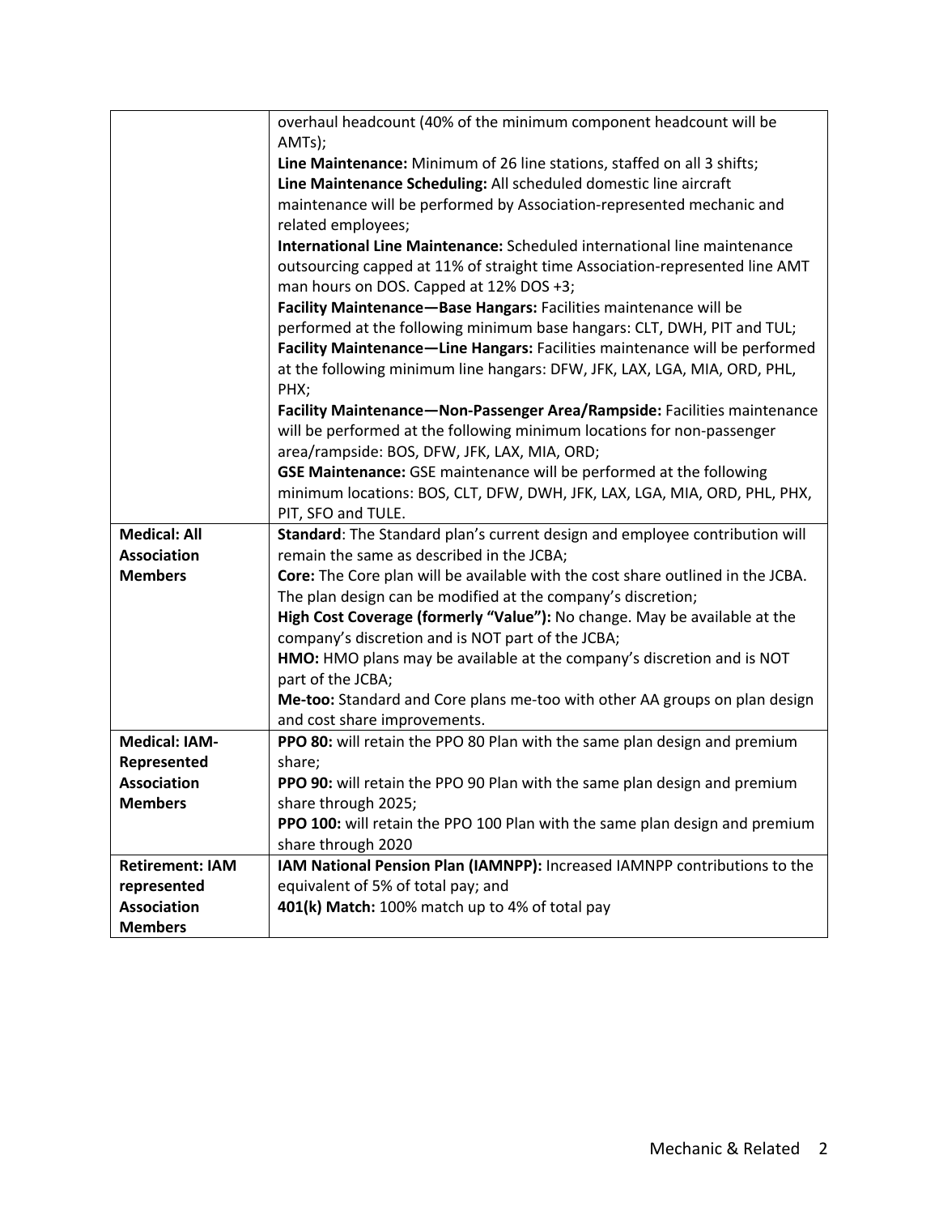| | |
|---|---|
| | overhaul headcount (40% of the minimum component headcount will be AMTs);<br>**Line Maintenance:** Minimum of 26 line stations, staffed on all 3 shifts;<br>**Line Maintenance Scheduling:** All scheduled domestic line aircraft maintenance will be performed by Association-represented mechanic and related employees;<br>**International Line Maintenance:** Scheduled international line maintenance outsourcing capped at 11% of straight time Association-represented line AMT man hours on DOS. Capped at 12% DOS +3;<br>**Facility Maintenance—Base Hangars:** Facilities maintenance will be performed at the following minimum base hangars: CLT, DWH, PIT and TUL;<br>**Facility Maintenance—Line Hangars:** Facilities maintenance will be performed at the following minimum line hangars: DFW, JFK, LAX, LGA, MIA, ORD, PHL, PHX;<br>**Facility Maintenance—Non-Passenger Area/Rampside:** Facilities maintenance will be performed at the following minimum locations for non-passenger area/rampside: BOS, DFW, JFK, LAX, MIA, ORD;<br>**GSE Maintenance:** GSE maintenance will be performed at the following minimum locations: BOS, CLT, DFW, DWH, JFK, LAX, LGA, MIA, ORD, PHL, PHX, PIT, SFO and TULE. |
| **Medical: All Association Members** | **Standard**: The Standard plan's current design and employee contribution will remain the same as described in the JCBA;<br>**Core:** The Core plan will be available with the cost share outlined in the JCBA. The plan design can be modified at the company's discretion;<br>**High Cost Coverage (formerly "Value"):** No change. May be available at the company's discretion and is NOT part of the JCBA;<br>**HMO:** HMO plans may be available at the company's discretion and is NOT part of the JCBA;<br>**Me-too:** Standard and Core plans me-too with other AA groups on plan design and cost share improvements. |
| **Medical: IAM-Represented Association Members** | **PPO 80:** will retain the PPO 80 Plan with the same plan design and premium share;<br>**PPO 90:** will retain the PPO 90 Plan with the same plan design and premium share through 2025;<br>**PPO 100:** will retain the PPO 100 Plan with the same plan design and premium share through 2020 |
| **Retirement: IAM represented Association Members** | **IAM National Pension Plan (IAMNPP):** Increased IAMNPP contributions to the equivalent of 5% of total pay; and<br>**401(k) Match:** 100% match up to 4% of total pay |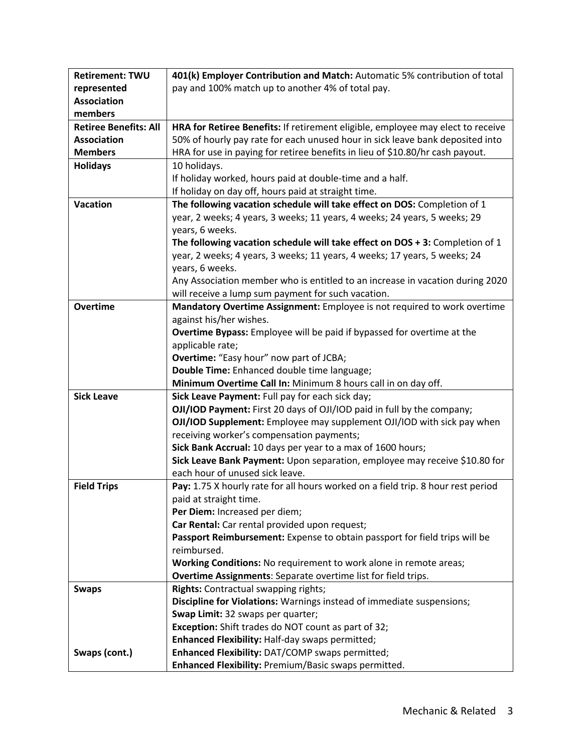| | |
|---|---|
| **Retirement: TWU represented Association members** | **401(k) Employer Contribution and Match:** Automatic 5% contribution of total pay and 100% match up to another 4% of total pay. |
| **Retiree Benefits: All Association Members** | **HRA for Retiree Benefits:** If retirement eligible, employee may elect to receive 50% of hourly pay rate for each unused hour in sick leave bank deposited into HRA for use in paying for retiree benefits in lieu of $10.80/hr cash payout. |
| **Holidays** | 10 holidays.<br>If holiday worked, hours paid at double-time and a half.<br>If holiday on day off, hours paid at straight time. |
| **Vacation** | **The following vacation schedule will take effect on DOS:** Completion of 1 year, 2 weeks; 4 years, 3 weeks; 11 years, 4 weeks; 24 years, 5 weeks; 29 years, 6 weeks.<br>**The following vacation schedule will take effect on DOS + 3:** Completion of 1 year, 2 weeks; 4 years, 3 weeks; 11 years, 4 weeks; 17 years, 5 weeks; 24 years, 6 weeks.<br>Any Association member who is entitled to an increase in vacation during 2020 will receive a lump sum payment for such vacation. |
| **Overtime** | **Mandatory Overtime Assignment:** Employee is not required to work overtime against his/her wishes.<br>**Overtime Bypass:** Employee will be paid if bypassed for overtime at the applicable rate;<br>**Overtime:** "Easy hour" now part of JCBA;<br>**Double Time:** Enhanced double time language;<br>**Minimum Overtime Call In:** Minimum 8 hours call in on day off. |
| **Sick Leave** | **Sick Leave Payment:** Full pay for each sick day;<br>**OJI/IOD Payment:** First 20 days of OJI/IOD paid in full by the company;<br>**OJI/IOD Supplement:** Employee may supplement OJI/IOD with sick pay when receiving worker's compensation payments;<br>**Sick Bank Accrual:** 10 days per year to a max of 1600 hours;<br>**Sick Leave Bank Payment:** Upon separation, employee may receive $10.80 for each hour of unused sick leave. |
| **Field Trips** | **Pay:** 1.75 X hourly rate for all hours worked on a field trip. 8 hour rest period paid at straight time.<br>**Per Diem:** Increased per diem;<br>**Car Rental:** Car rental provided upon request;<br>**Passport Reimbursement:** Expense to obtain passport for field trips will be reimbursed.<br>**Working Conditions:** No requirement to work alone in remote areas;<br>**Overtime Assignments**: Separate overtime list for field trips. |
| **Swaps** | **Rights:** Contractual swapping rights;<br>**Discipline for Violations:** Warnings instead of immediate suspensions;<br>**Swap Limit:** 32 swaps per quarter;<br>**Exception:** Shift trades do NOT count as part of 32;<br>**Enhanced Flexibility:** Half-day swaps permitted; |
| **Swaps (cont.)** | **Enhanced Flexibility:** DAT/COMP swaps permitted;<br>**Enhanced Flexibility:** Premium/Basic swaps permitted. |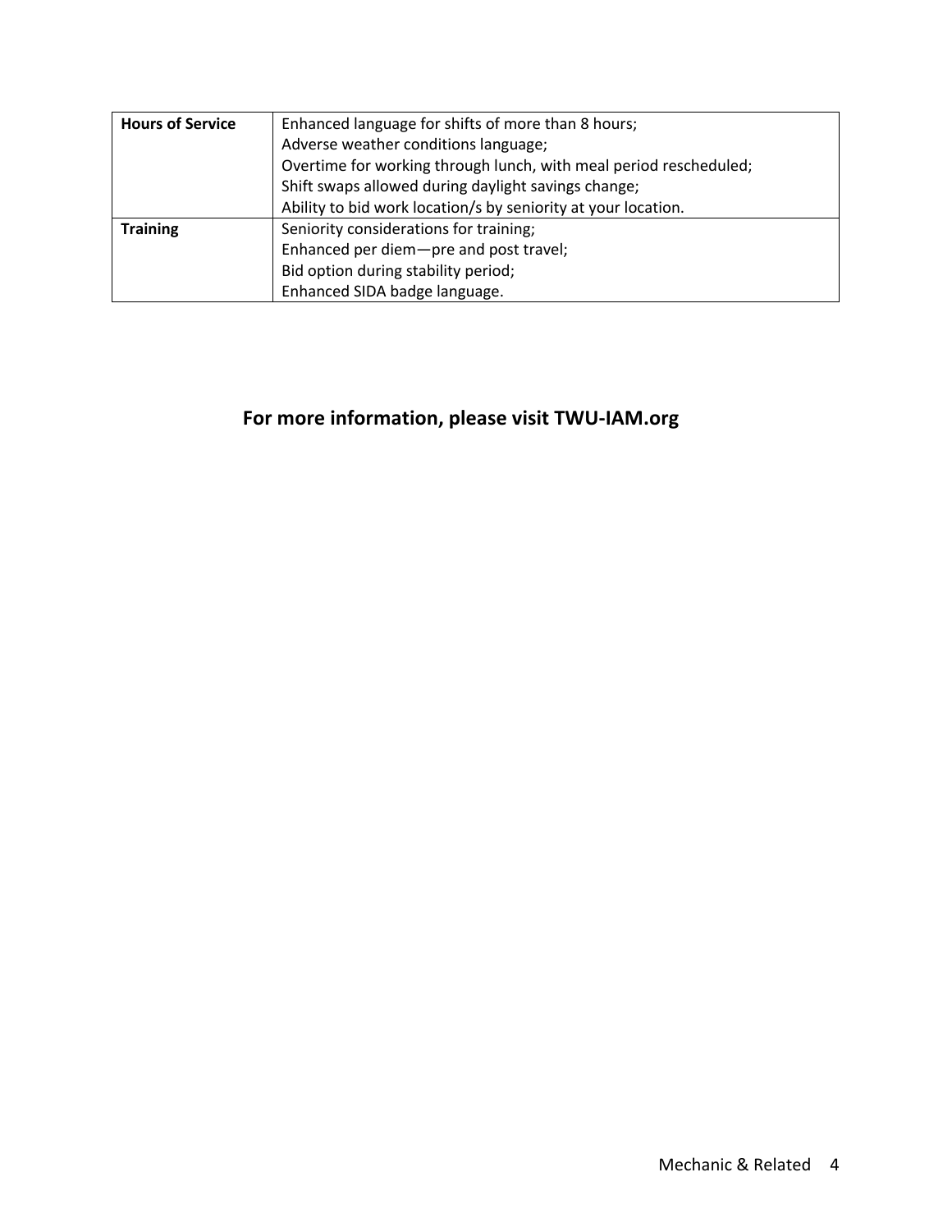| | |
|---|---|
| **Hours of Service** | Enhanced language for shifts of more than 8 hours;<br>Adverse weather conditions language;<br>Overtime for working through lunch, with meal period rescheduled;<br>Shift swaps allowed during daylight savings change;<br>Ability to bid work location/s by seniority at your location. |
| **Training** | Seniority considerations for training;<br>Enhanced per diem—pre and post travel;<br>Bid option during stability period;<br>Enhanced SIDA badge language. |

**For more information, please visit TWU-IAM.org**